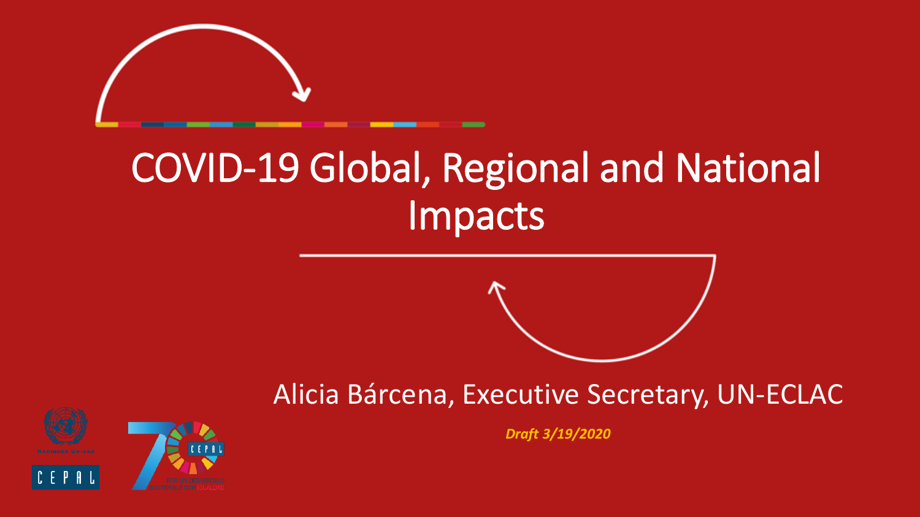# COVID-19 Global, Regional and National Impacts

Alicia Bárcena, Executive Secretary, UN-ECLAC

***Draft 3/19/2020***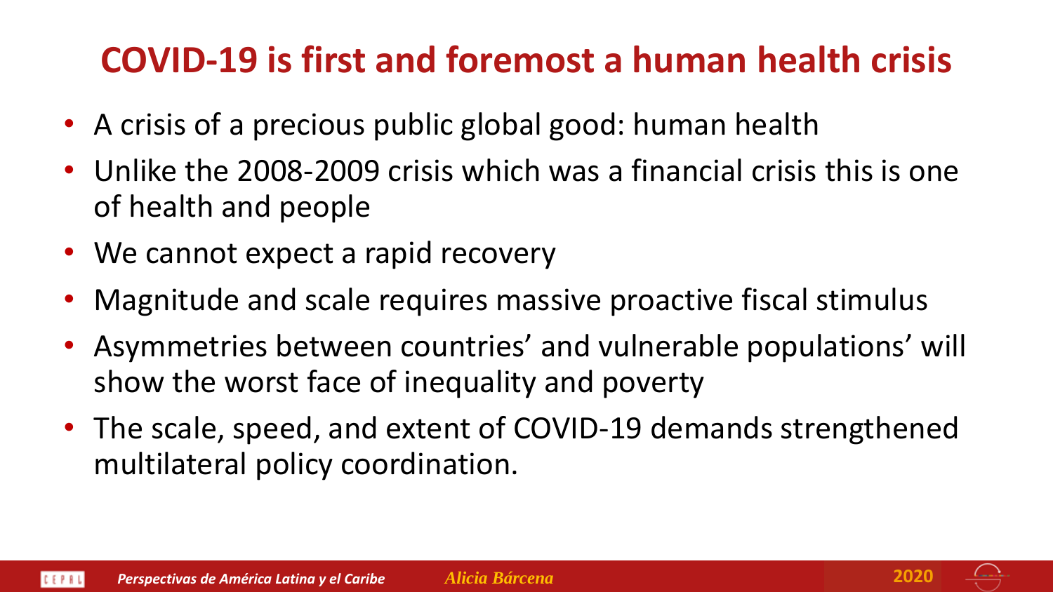# COVID-19 is first and foremost a human health crisis

- A crisis of a precious public global good: human health
- Unlike the 2008-2009 crisis which was a financial crisis this is one of health and people
- We cannot expect a rapid recovery
- Magnitude and scale requires massive proactive fiscal stimulus
- Asymmetries between countries' and vulnerable populations' will show the worst face of inequality and poverty
- The scale, speed, and extent of COVID-19 demands strengthened multilateral policy coordination.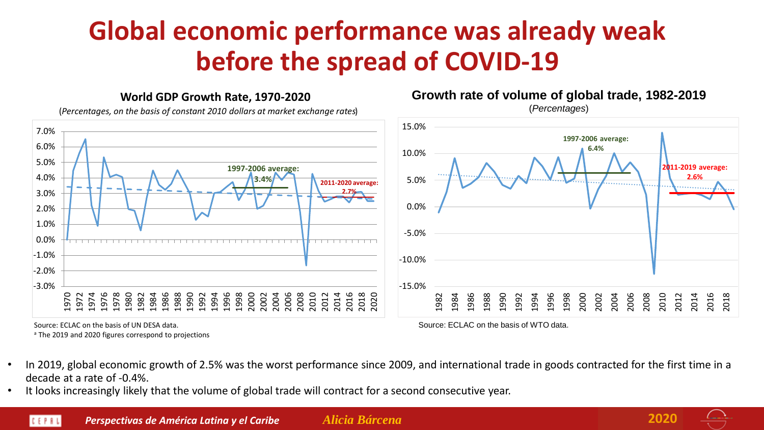# Global economic performance was already weak before the spread of COVID-19

**World GDP Growth Rate, 1970-2020**

(*Percentages, on the basis of constant 2010 dollars at market exchange rates*)

Source: ECLAC on the basis of UN DESA data.

[a] The 2019 and 2020 figures correspond to projections

**Growth rate of volume of global trade, 1982-2019**

(*Percentages*)

Source: ECLAC on the basis of WTO data.

- In 2019, global economic growth of 2.5% was the worst performance since 2009, and international trade in goods contracted for the first time in a decade at a rate of -0.4%.
- It looks increasingly likely that the volume of global trade will contract for a second consecutive year.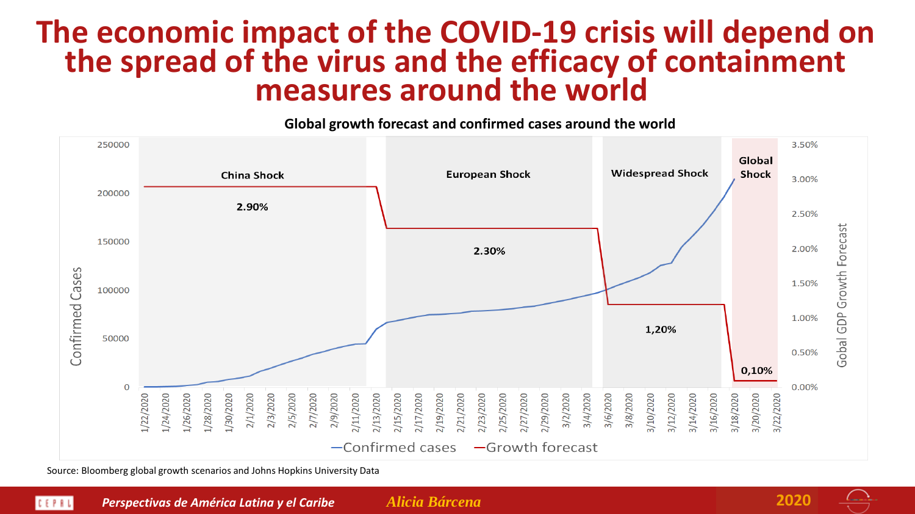# The economic impact of the COVID-19 crisis will depend on the spread of the virus and the efficacy of containment measures around the world

**Global growth forecast and confirmed cases around the world**

| Period | Growth forecast |
|---|---|
| China Shock | 2.90% |
| European Shock | 2.30% |
| Widespread Shock | 1,20% |
| Global Shock | 0,10% |

Source: Bloomberg global growth scenarios and Johns Hopkins University Data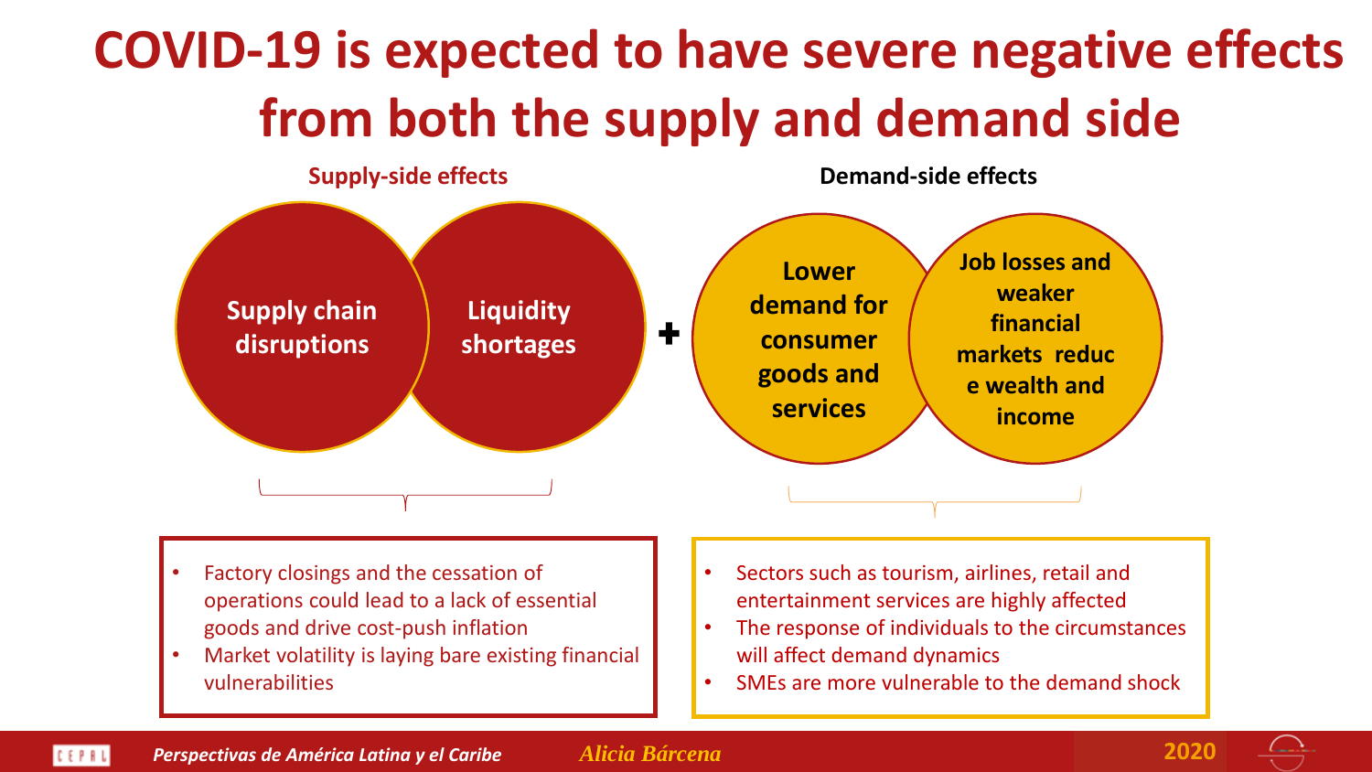# COVID-19 is expected to have severe negative effects from both the supply and demand side

**Supply-side effects**

- Supply chain disruptions
- Liquidity shortages

\+

**Demand-side effects**

- Lower demand for consumer goods and services
- Job losses and weaker financial markets reduce wealth and income

**Supply-side:**

- Factory closings and the cessation of operations could lead to a lack of essential goods and drive cost-push inflation
- Market volatility is laying bare existing financial vulnerabilities

**Demand-side:**

- Sectors such as tourism, airlines, retail and entertainment services are highly affected
- The response of individuals to the circumstances will affect demand dynamics
- SMEs are more vulnerable to the demand shock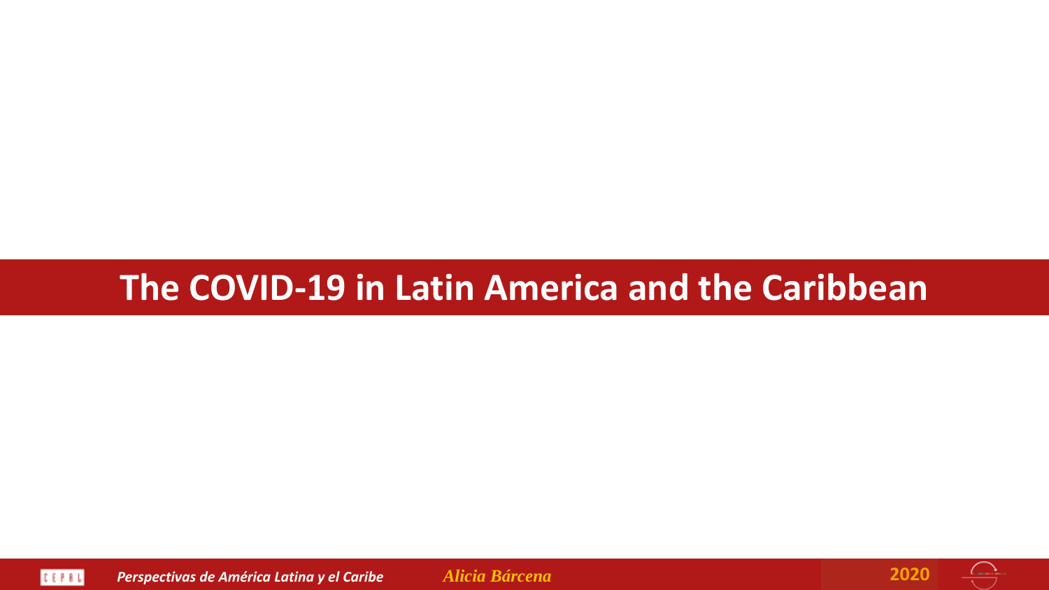# The COVID-19 in Latin America and the Caribbean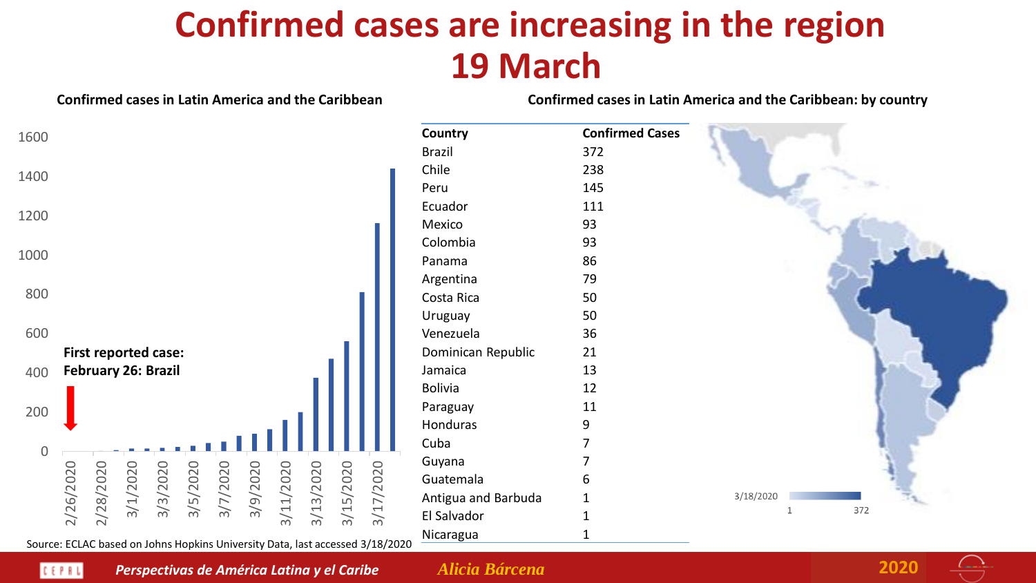# Confirmed cases are increasing in the region 19 March

**Confirmed cases in Latin America and the Caribbean**

**First reported case: February 26: Brazil**

Source: ECLAC based on Johns Hopkins University Data, last accessed 3/18/2020

**Confirmed cases in Latin America and the Caribbean: by country**

| Country | Confirmed Cases |
|---|---|
| Brazil | 372 |
| Chile | 238 |
| Peru | 145 |
| Ecuador | 111 |
| Mexico | 93 |
| Colombia | 93 |
| Panama | 86 |
| Argentina | 79 |
| Costa Rica | 50 |
| Uruguay | 50 |
| Venezuela | 36 |
| Dominican Republic | 21 |
| Jamaica | 13 |
| Bolivia | 12 |
| Paraguay | 11 |
| Honduras | 9 |
| Cuba | 7 |
| Guyana | 7 |
| Guatemala | 6 |
| Antigua and Barbuda | 1 |
| El Salvador | 1 |
| Nicaragua | 1 |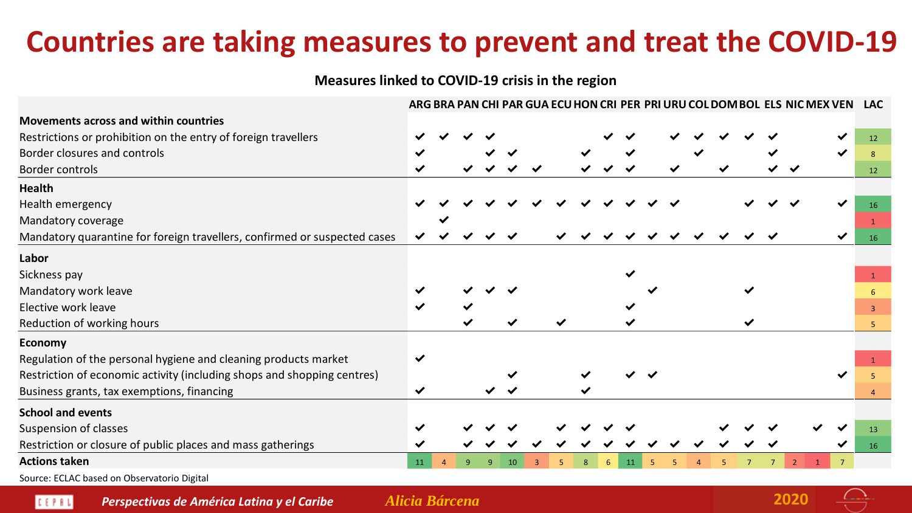# Countries are taking measures to prevent and treat the COVID-19

**Measures linked to COVID-19 crisis in the region**

| | ARG | BRA | PAN | CHI | PAR | GUA | ECU | HON | CRI | PER | PRI | URU | COL | DOM | BOL | ELS | NIC | MEX | VEN | LAC |
|---|---|---|---|---|---|---|---|---|---|---|---|---|---|---|---|---|---|---|---|---|
| **Movements across and within countries** | | | | | | | | | | | | | | | | | | | | |
| Restrictions or prohibition on the entry of foreign travellers | ✔ | ✔ | ✔ | ✔ | | | | | ✔ | ✔ | | ✔ | ✔ | ✔ | ✔ | ✔ | | | ✔ | 12 |
| Border closures and controls | ✔ | | | ✔ | ✔ | | | ✔ | | ✔ | | | ✔ | | | ✔ | | | ✔ | 8 |
| Border controls | ✔ | | ✔ | ✔ | ✔ | ✔ | | ✔ | ✔ | ✔ | | ✔ | | ✔ | | ✔ | ✔ | | | 12 |
| **Health** | | | | | | | | | | | | | | | | | | | | |
| Health emergency | ✔ | ✔ | ✔ | ✔ | ✔ | ✔ | ✔ | ✔ | ✔ | ✔ | ✔ | ✔ | | | ✔ | ✔ | ✔ | | ✔ | 16 |
| Mandatory coverage | | ✔ | | | | | | | | | | | | | | | | | | 1 |
| Mandatory quarantine for foreign travellers, confirmed or suspected cases | ✔ | ✔ | ✔ | ✔ | ✔ | | ✔ | ✔ | ✔ | ✔ | ✔ | ✔ | ✔ | ✔ | ✔ | ✔ | | | ✔ | 16 |
| **Labor** | | | | | | | | | | | | | | | | | | | | |
| Sickness pay | | | | | | | | | | ✔ | | | | | | | | | | 1 |
| Mandatory work leave | ✔ | | ✔ | ✔ | ✔ | | | | | | ✔ | | | | ✔ | | | | | 6 |
| Elective work leave | ✔ | | ✔ | | | | | | | ✔ | | | | | | | | | | 3 |
| Reduction of working hours | | | ✔ | | ✔ | | ✔ | | | ✔ | | | | | ✔ | | | | | 5 |
| **Economy** | | | | | | | | | | | | | | | | | | | | |
| Regulation of the personal hygiene and cleaning products market | ✔ | | | | | | | | | | | | | | | | | | | 1 |
| Restriction of economic activity (including shops and shopping centres) | | | | | ✔ | | | ✔ | | ✔ | ✔ | | | | | | | | ✔ | 5 |
| Business grants, tax exemptions, financing | ✔ | | | ✔ | ✔ | | | ✔ | | | | | | | | | | | | 4 |
| **School and events** | | | | | | | | | | | | | | | | | | | | |
| Suspension of classes | ✔ | | ✔ | ✔ | ✔ | | ✔ | ✔ | ✔ | ✔ | | | | ✔ | ✔ | ✔ | | ✔ | ✔ | 13 |
| Restriction or closure of public places and mass gatherings | ✔ | | ✔ | ✔ | ✔ | ✔ | ✔ | ✔ | ✔ | ✔ | ✔ | ✔ | ✔ | ✔ | ✔ | ✔ | | | ✔ | 16 |
| **Actions taken** | 11 | 4 | 9 | 9 | 10 | 3 | 5 | 8 | 6 | 11 | 5 | 5 | 4 | 5 | 7 | 7 | 2 | 1 | 7 | |

Source: ECLAC based on Observatorio Digital

*Perspectivas de América Latina y el Caribe* — *Alicia Bárcena* — 2020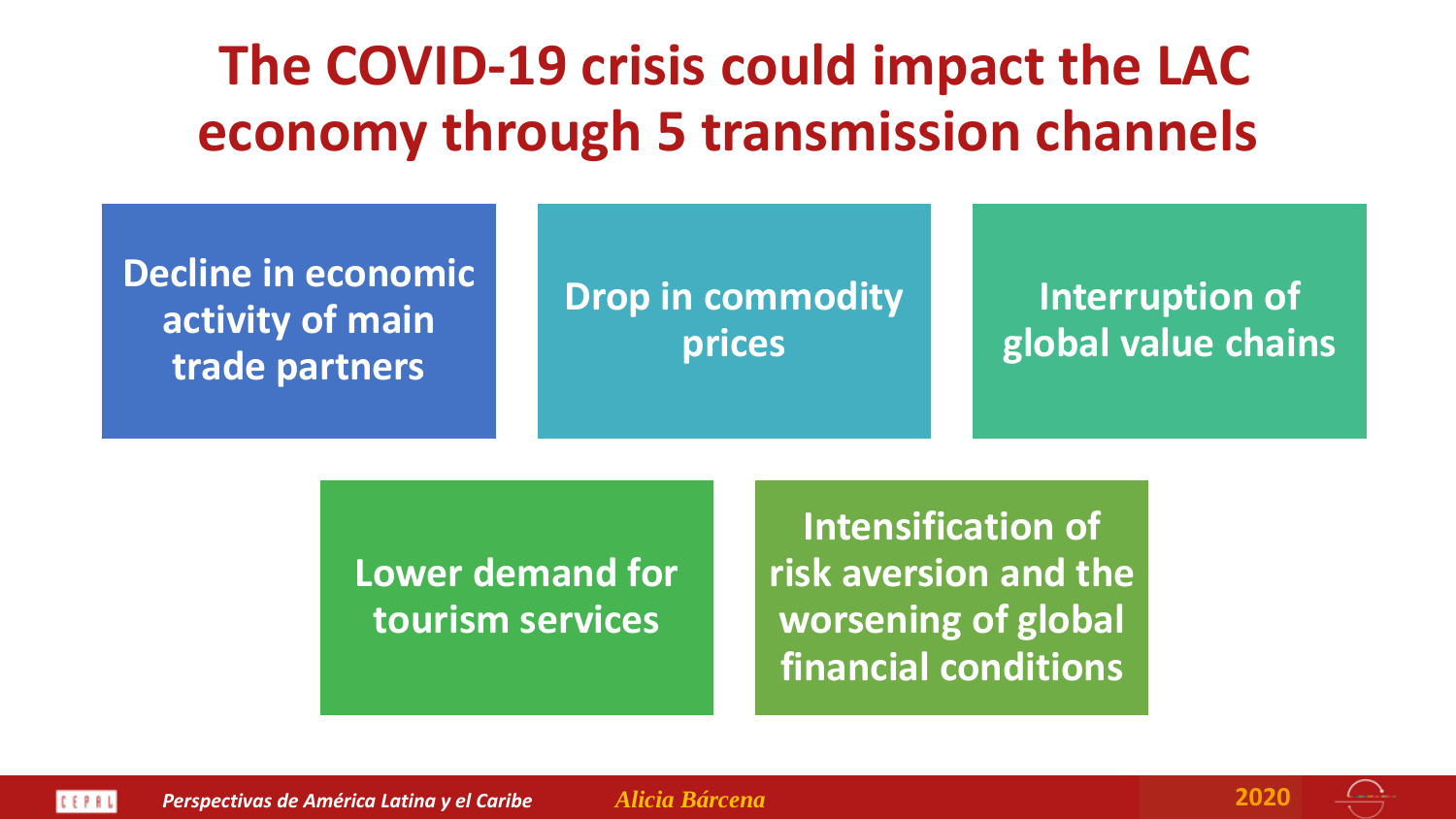# The COVID-19 crisis could impact the LAC economy through 5 transmission channels

- **Decline in economic activity of main trade partners**
- **Drop in commodity prices**
- **Interruption of global value chains**
- **Lower demand for tourism services**
- **Intensification of risk aversion and the worsening of global financial conditions**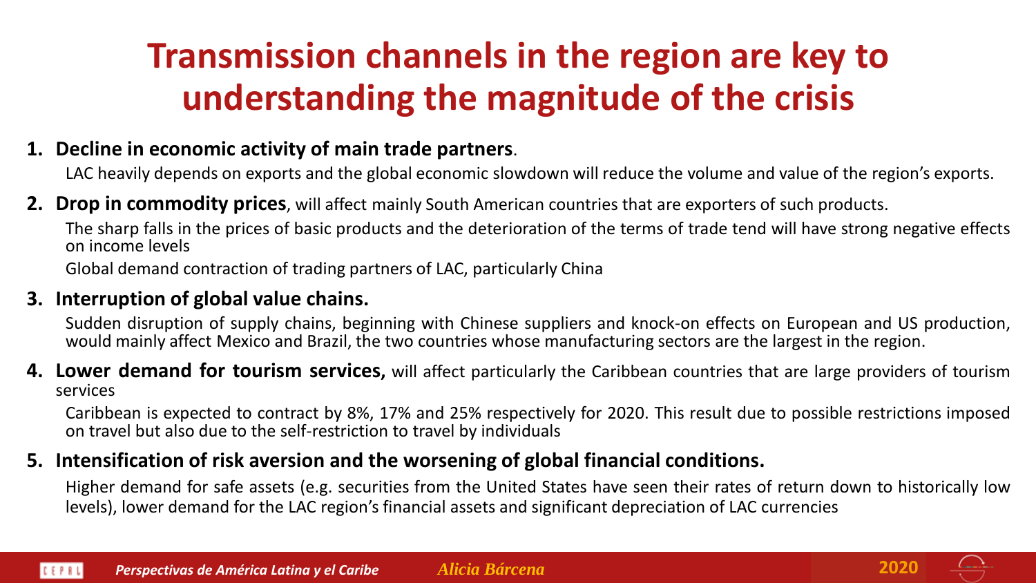# Transmission channels in the region are key to understanding the magnitude of the crisis

1. **Decline in economic activity of main trade partners**.

   LAC heavily depends on exports and the global economic slowdown will reduce the volume and value of the region's exports.

2. **Drop in commodity prices**, will affect mainly South American countries that are exporters of such products.

   The sharp falls in the prices of basic products and the deterioration of the terms of trade tend will have strong negative effects on income levels

   Global demand contraction of trading partners of LAC, particularly China

3. **Interruption of global value chains.**

   Sudden disruption of supply chains, beginning with Chinese suppliers and knock-on effects on European and US production, would mainly affect Mexico and Brazil, the two countries whose manufacturing sectors are the largest in the region.

4. **Lower demand for tourism services,** will affect particularly the Caribbean countries that are large providers of tourism services

   Caribbean is expected to contract by 8%, 17% and 25% respectively for 2020. This result due to possible restrictions imposed on travel but also due to the self-restriction to travel by individuals

5. **Intensification of risk aversion and the worsening of global financial conditions.**

   Higher demand for safe assets (e.g. securities from the United States have seen their rates of return down to historically low levels), lower demand for the LAC region's financial assets and significant depreciation of LAC currencies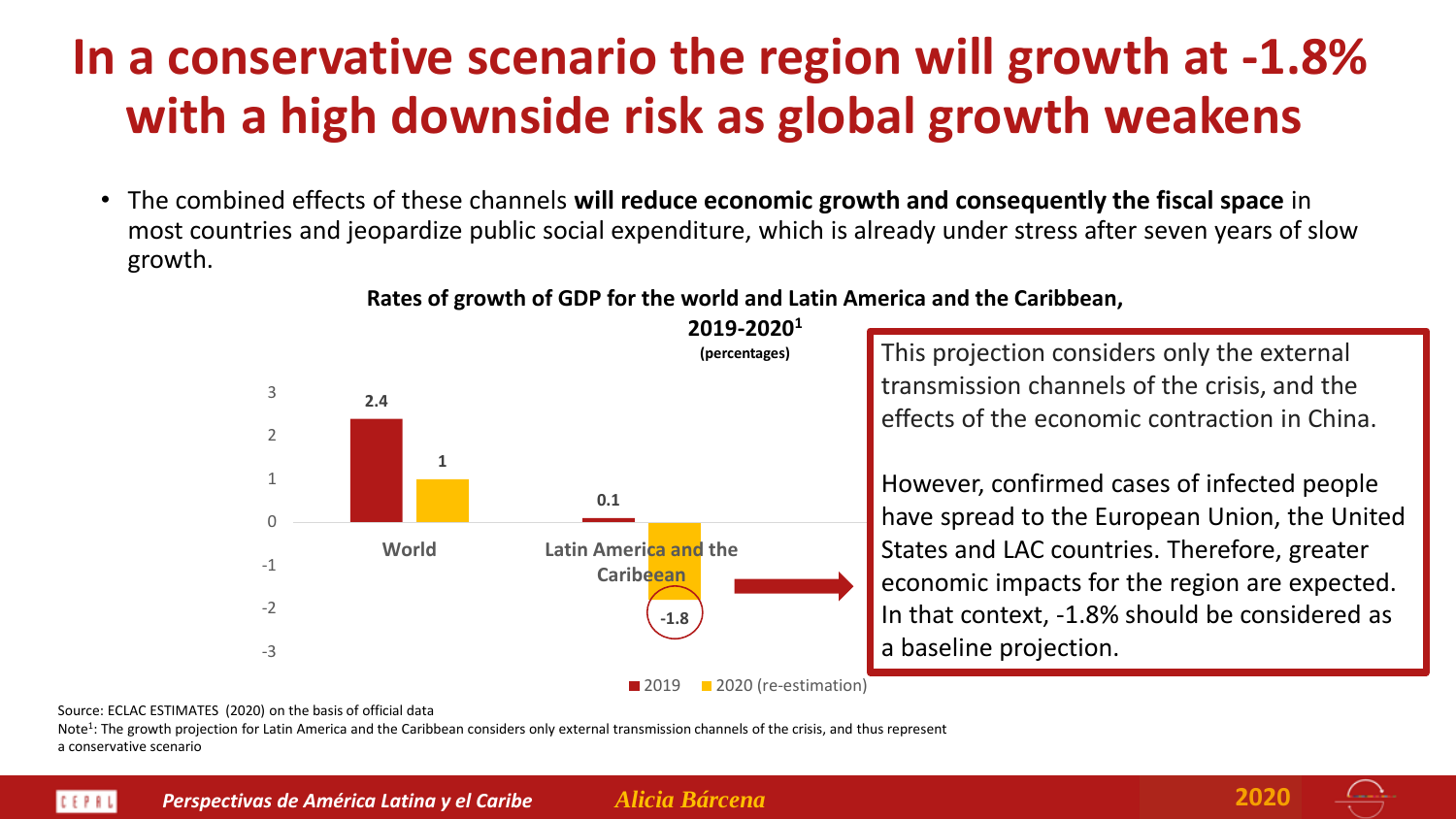# In a conservative scenario the region will growth at -1.8% with a high downside risk as global growth weakens

- The combined effects of these channels **will reduce economic growth and consequently the fiscal space** in most countries and jeopardize public social expenditure, which is already under stress after seven years of slow growth.

**Rates of growth of GDP for the world and Latin America and the Caribbean, 2019-2020[1]**
**(percentages)**

| | 2019 | 2020 (re-estimation) |
|---|---|---|
| World | 2.4 | 1 |
| Latin America and the Caribbean | 0.1 | -1.8 |

This projection considers only the external transmission channels of the crisis, and the effects of the economic contraction in China.

However, confirmed cases of infected people have spread to the European Union, the United States and LAC countries. Therefore, greater economic impacts for the region are expected. In that context, -1.8% should be considered as a baseline projection.

Source: ECLAC ESTIMATES (2020) on the basis of official data

Note[1]: The growth projection for Latin America and the Caribbean considers only external transmission channels of the crisis, and thus represent a conservative scenario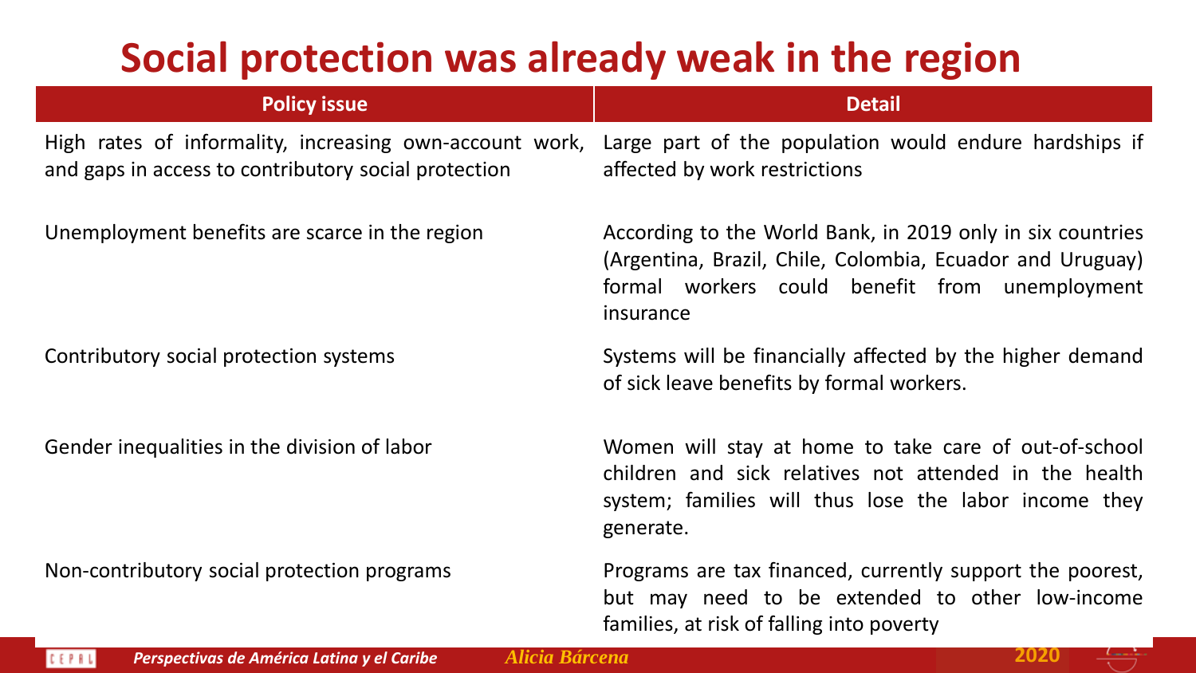# Social protection was already weak in the region

| Policy issue | Detail |
|---|---|
| High rates of informality, increasing own-account work, and gaps in access to contributory social protection | Large part of the population would endure hardships if affected by work restrictions |
| Unemployment benefits are scarce in the region | According to the World Bank, in 2019 only in six countries (Argentina, Brazil, Chile, Colombia, Ecuador and Uruguay) formal workers could benefit from unemployment insurance |
| Contributory social protection systems | Systems will be financially affected by the higher demand of sick leave benefits by formal workers. |
| Gender inequalities in the division of labor | Women will stay at home to take care of out-of-school children and sick relatives not attended in the health system; families will thus lose the labor income they generate. |
| Non-contributory social protection programs | Programs are tax financed, currently support the poorest, but may need to be extended to other low-income families, at risk of falling into poverty |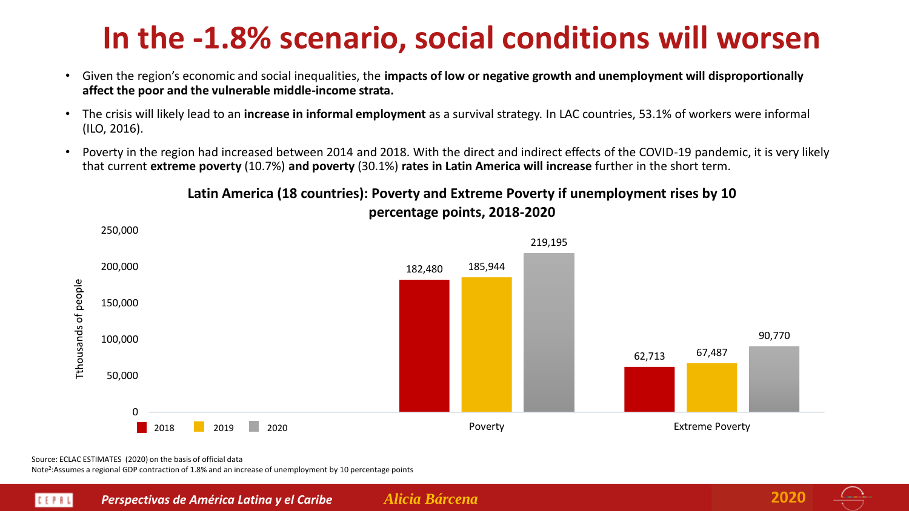# In the -1.8% scenario, social conditions will worsen

- Given the region's economic and social inequalities, the **impacts of low or negative growth and unemployment will disproportionally affect the poor and the vulnerable middle-income strata.**
- The crisis will likely lead to an **increase in informal employment** as a survival strategy. In LAC countries, 53.1% of workers were informal (ILO, 2016).
- Poverty in the region had increased between 2014 and 2018. With the direct and indirect effects of the COVID-19 pandemic, it is very likely that current **extreme poverty** (10.7%) **and poverty** (30.1%) **rates in Latin America will increase** further in the short term.

**Latin America (18 countries): Poverty and Extreme Poverty if unemployment rises by 10 percentage points, 2018-2020**

Tthousands of people

| | 2018 | 2019 | 2020 |
|---|---|---|---|
| Poverty | 182,480 | 185,944 | 219,195 |
| Extreme Poverty | 62,713 | 67,487 | 90,770 |

Source: ECLAC ESTIMATES (2020) on the basis of official data

Note[2]:Assumes a regional GDP contraction of 1.8% and an increase of unemployment by 10 percentage points

*Perspectivas de América Latina y el Caribe* *Alicia Bárcena* 2020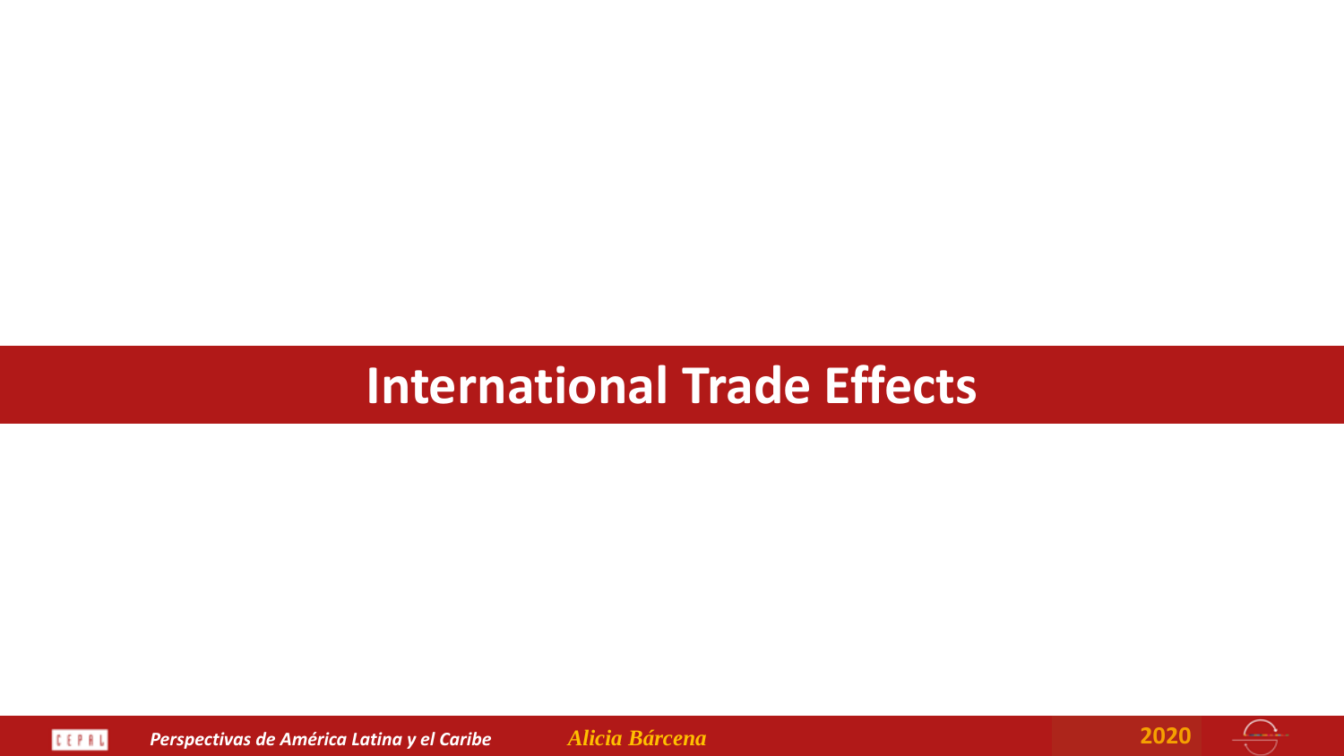# International Trade Effects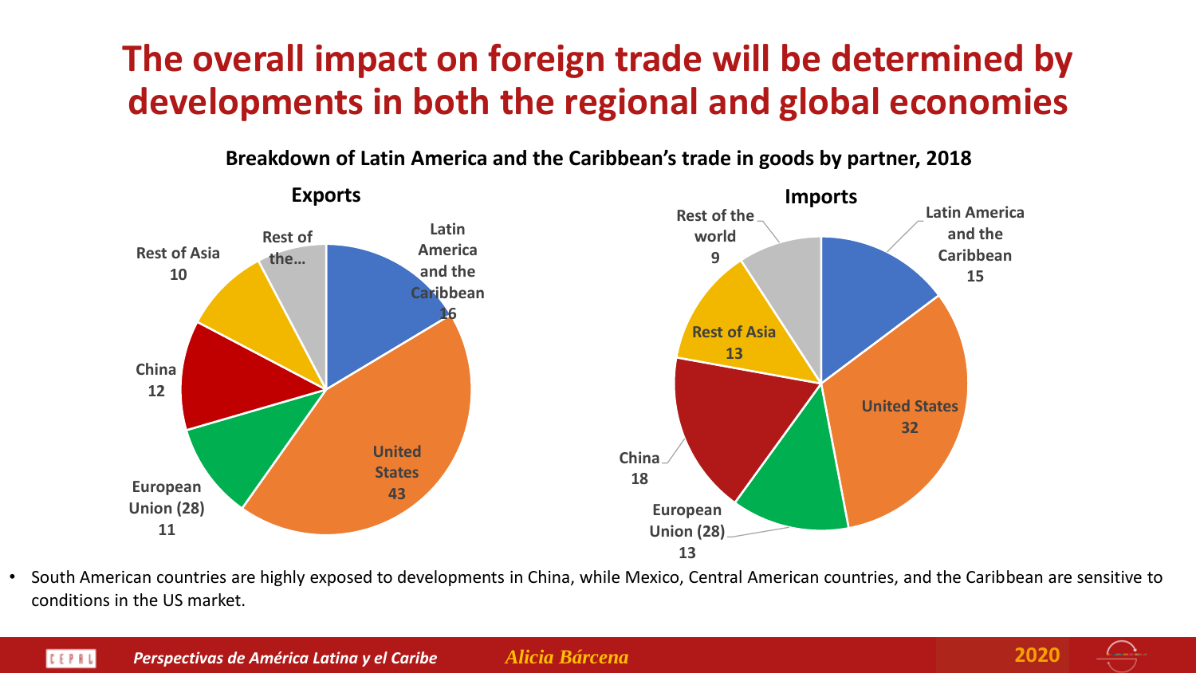# The overall impact on foreign trade will be determined by developments in both the regional and global economies

**Breakdown of Latin America and the Caribbean's trade in goods by partner, 2018**

**Exports**

| Partner | Share |
|---|---|
| Latin America and the Caribbean | 16 |
| United States | 43 |
| European Union (28) | 11 |
| China | 12 |
| Rest of Asia | 10 |
| Rest of the… | |

**Imports**

| Partner | Share |
|---|---|
| Latin America and the Caribbean | 15 |
| United States | 32 |
| European Union (28) | 13 |
| China | 18 |
| Rest of Asia | 13 |
| Rest of the world | 9 |

- South American countries are highly exposed to developments in China, while Mexico, Central American countries, and the Caribbean are sensitive to conditions in the US market.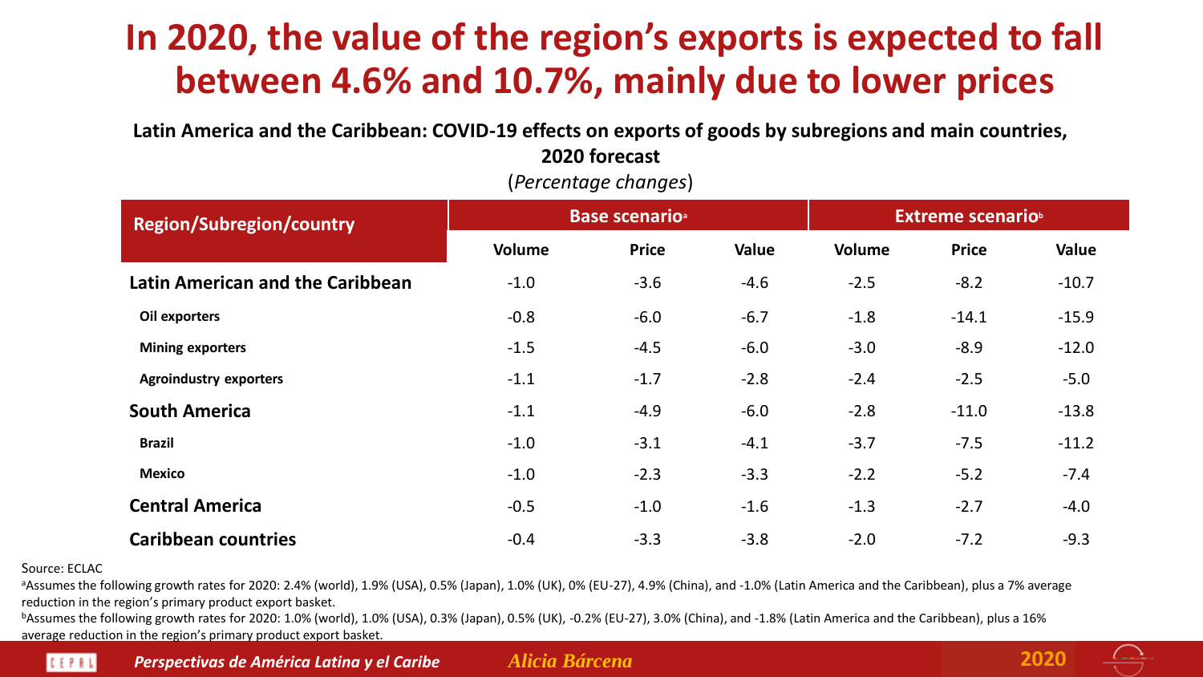# In 2020, the value of the region's exports is expected to fall between 4.6% and 10.7%, mainly due to lower prices

**Latin America and the Caribbean: COVID-19 effects on exports of goods by subregions and main countries, 2020 forecast**

(*Percentage changes*)

| Region/Subregion/country | Base scenario[a] | | | Extreme scenario[b] | | |
|---|---|---|---|---|---|---|
| | Volume | Price | Value | Volume | Price | Value |
| **Latin American and the Caribbean** | -1.0 | -3.6 | -4.6 | -2.5 | -8.2 | -10.7 |
| **Oil exporters** | -0.8 | -6.0 | -6.7 | -1.8 | -14.1 | -15.9 |
| **Mining exporters** | -1.5 | -4.5 | -6.0 | -3.0 | -8.9 | -12.0 |
| **Agroindustry exporters** | -1.1 | -1.7 | -2.8 | -2.4 | -2.5 | -5.0 |
| **South America** | -1.1 | -4.9 | -6.0 | -2.8 | -11.0 | -13.8 |
| **Brazil** | -1.0 | -3.1 | -4.1 | -3.7 | -7.5 | -11.2 |
| **Mexico** | -1.0 | -2.3 | -3.3 | -2.2 | -5.2 | -7.4 |
| **Central America** | -0.5 | -1.0 | -1.6 | -1.3 | -2.7 | -4.0 |
| **Caribbean countries** | -0.4 | -3.3 | -3.8 | -2.0 | -7.2 | -9.3 |

Source: ECLAC

[a]Assumes the following growth rates for 2020: 2.4% (world), 1.9% (USA), 0.5% (Japan), 1.0% (UK), 0% (EU-27), 4.9% (China), and -1.0% (Latin America and the Caribbean), plus a 7% average reduction in the region's primary product export basket.

[b]Assumes the following growth rates for 2020: 1.0% (world), 1.0% (USA), 0.3% (Japan), 0.5% (UK), -0.2% (EU-27), 3.0% (China), and -1.8% (Latin America and the Caribbean), plus a 16% average reduction in the region's primary product export basket.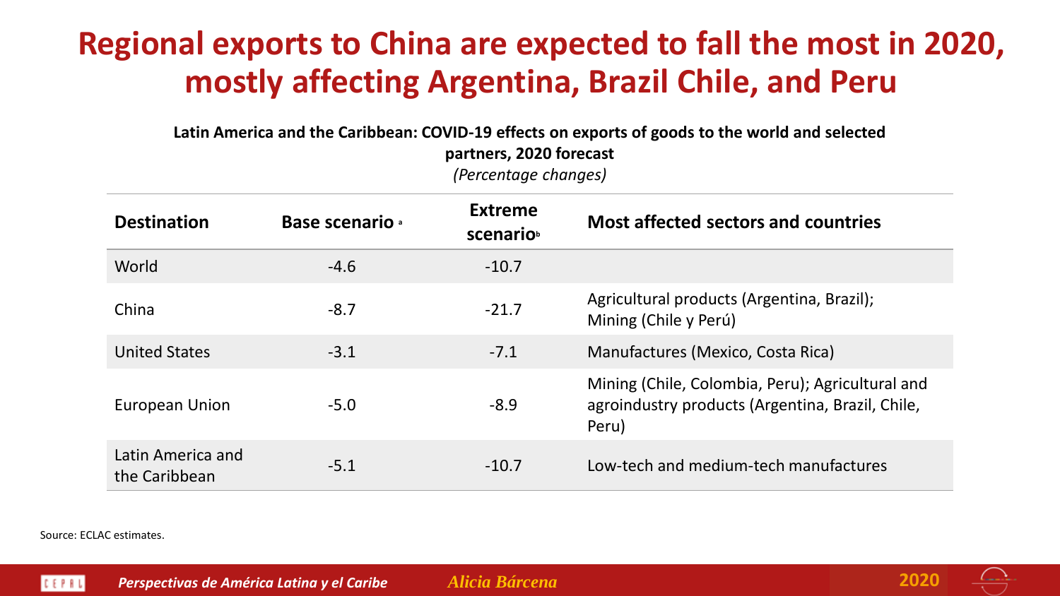# Regional exports to China are expected to fall the most in 2020, mostly affecting Argentina, Brazil Chile, and Peru

**Latin America and the Caribbean: COVID-19 effects on exports of goods to the world and selected partners, 2020 forecast**

*(Percentage changes)*

| Destination | Base scenario [a] | Extreme scenario [b] | Most affected sectors and countries |
|---|---|---|---|
| World | -4.6 | -10.7 | |
| China | -8.7 | -21.7 | Agricultural products (Argentina, Brazil); Mining (Chile y Perú) |
| United States | -3.1 | -7.1 | Manufactures (Mexico, Costa Rica) |
| European Union | -5.0 | -8.9 | Mining (Chile, Colombia, Peru); Agricultural and agroindustry products (Argentina, Brazil, Chile, Peru) |
| Latin America and the Caribbean | -5.1 | -10.7 | Low-tech and medium-tech manufactures |

Source: ECLAC estimates.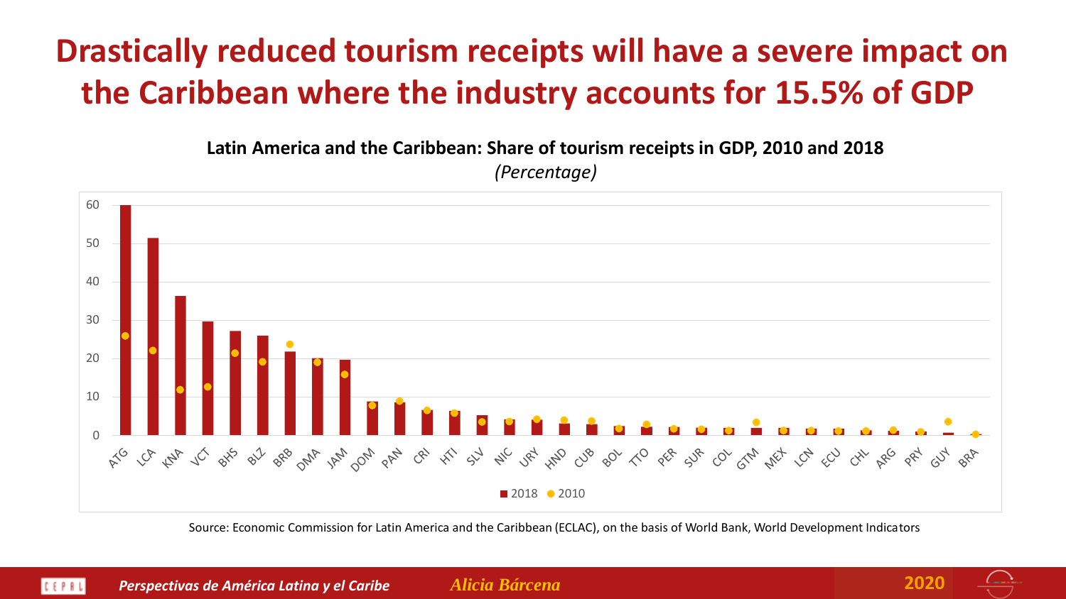# Drastically reduced tourism receipts will have a severe impact on the Caribbean where the industry accounts for 15.5% of GDP

**Latin America and the Caribbean: Share of tourism receipts in GDP, 2010 and 2018**

*(Percentage)*

Source: Economic Commission for Latin America and the Caribbean (ECLAC), on the basis of World Bank, World Development Indicators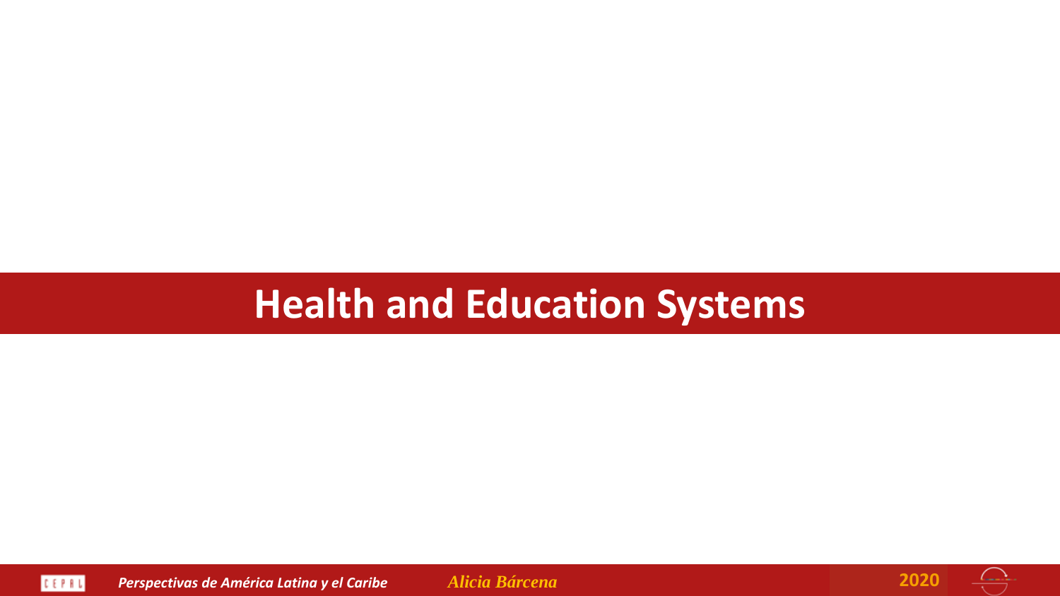# Health and Education Systems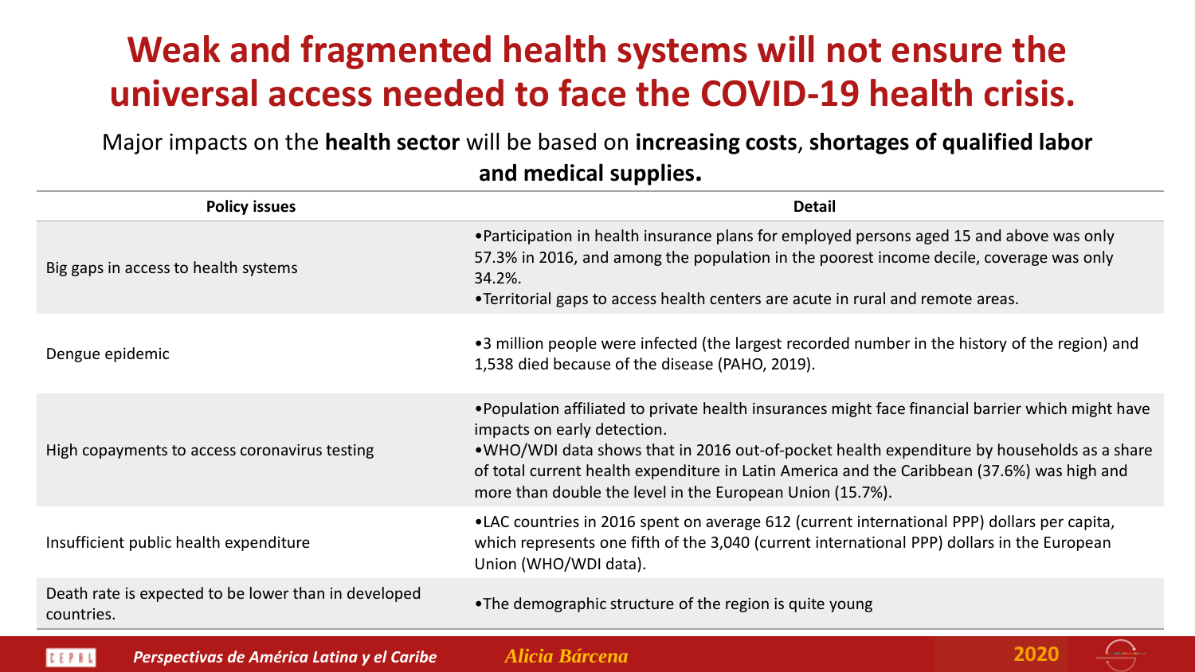# Weak and fragmented health systems will not ensure the universal access needed to face the COVID-19 health crisis.

Major impacts on the **health sector** will be based on **increasing costs**, **shortages of qualified labor and medical supplies.**

| Policy issues | Detail |
|---|---|
| Big gaps in access to health systems | •Participation in health insurance plans for employed persons aged 15 and above was only 57.3% in 2016, and among the population in the poorest income decile, coverage was only 34.2%.<br>•Territorial gaps to access health centers are acute in rural and remote areas. |
| Dengue epidemic | •3 million people were infected (the largest recorded number in the history of the region) and 1,538 died because of the disease (PAHO, 2019). |
| High copayments to access coronavirus testing | •Population affiliated to private health insurances might face financial barrier which might have impacts on early detection.<br>•WHO/WDI data shows that in 2016 out-of-pocket health expenditure by households as a share of total current health expenditure in Latin America and the Caribbean (37.6%) was high and more than double the level in the European Union (15.7%). |
| Insufficient public health expenditure | •LAC countries in 2016 spent on average 612 (current international PPP) dollars per capita, which represents one fifth of the 3,040 (current international PPP) dollars in the European Union (WHO/WDI data). |
| Death rate is expected to be lower than in developed countries. | •The demographic structure of the region is quite young |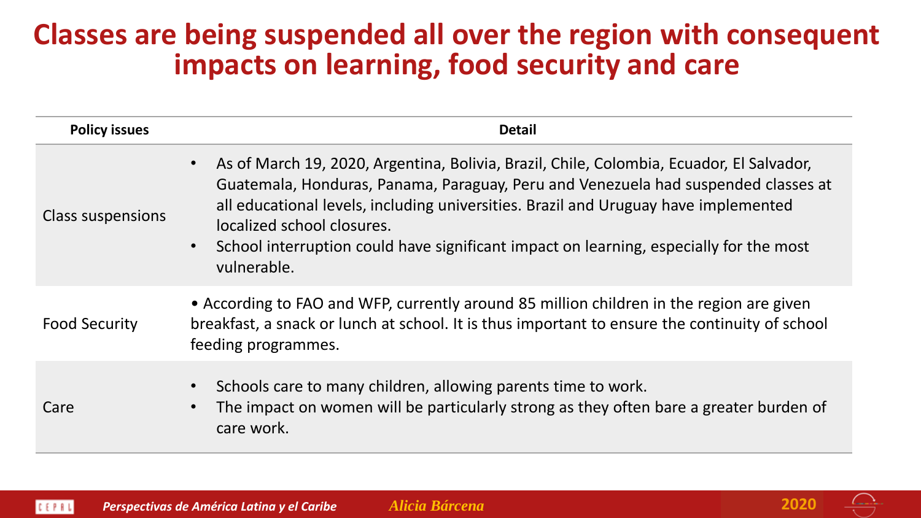# Classes are being suspended all over the region with consequent impacts on learning, food security and care

| Policy issues | Detail |
| --- | --- |
| Class suspensions | • As of March 19, 2020, Argentina, Bolivia, Brazil, Chile, Colombia, Ecuador, El Salvador, Guatemala, Honduras, Panama, Paraguay, Peru and Venezuela had suspended classes at all educational levels, including universities. Brazil and Uruguay have implemented localized school closures.<br>• School interruption could have significant impact on learning, especially for the most vulnerable. |
| Food Security | • According to FAO and WFP, currently around 85 million children in the region are given breakfast, a snack or lunch at school. It is thus important to ensure the continuity of school feeding programmes. |
| Care | • Schools care to many children, allowing parents time to work.<br>• The impact on women will be particularly strong as they often bare a greater burden of care work. |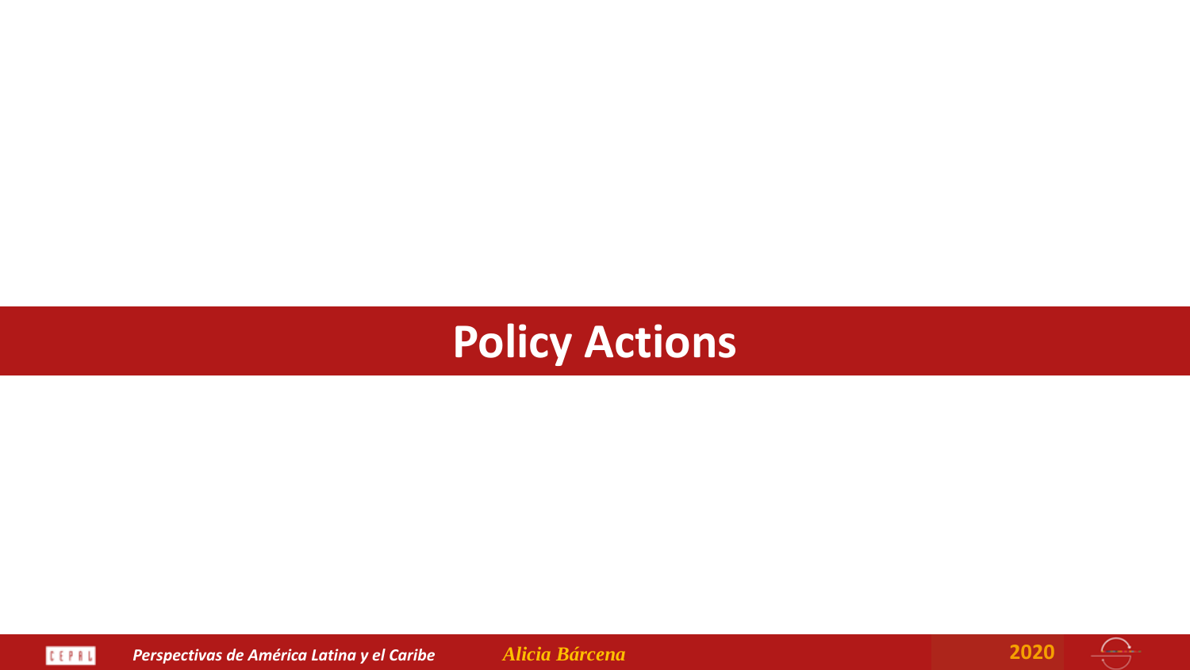# Policy Actions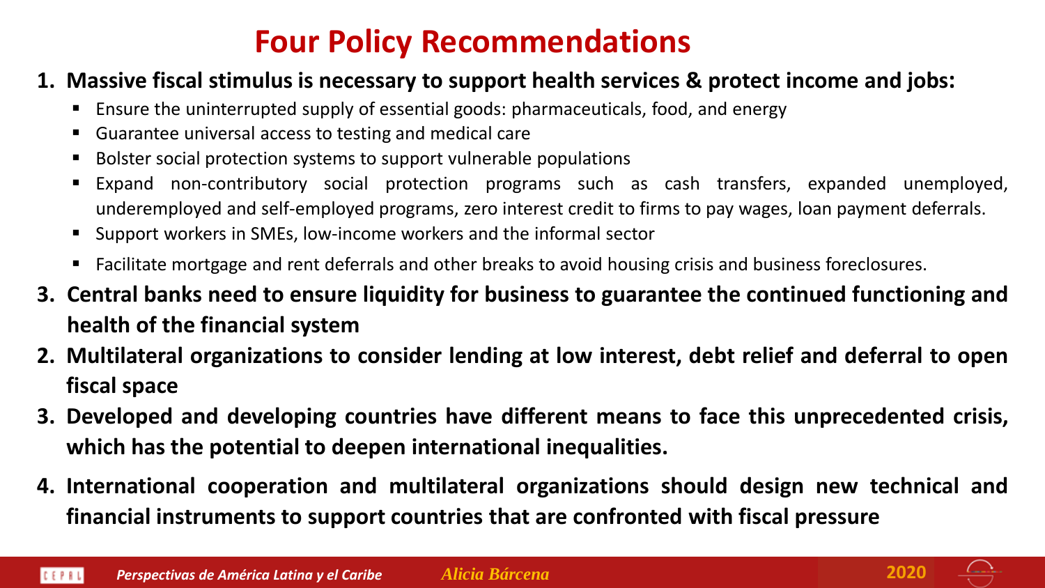# Four Policy Recommendations

1. **Massive fiscal stimulus is necessary to support health services & protect income and jobs:**
   - Ensure the uninterrupted supply of essential goods: pharmaceuticals, food, and energy
   - Guarantee universal access to testing and medical care
   - Bolster social protection systems to support vulnerable populations
   - Expand non-contributory social protection programs such as cash transfers, expanded unemployed, underemployed and self-employed programs, zero interest credit to firms to pay wages, loan payment deferrals.
   - Support workers in SMEs, low-income workers and the informal sector
   - Facilitate mortgage and rent deferrals and other breaks to avoid housing crisis and business foreclosures.

3. **Central banks need to ensure liquidity for business to guarantee the continued functioning and health of the financial system**

2. **Multilateral organizations to consider lending at low interest, debt relief and deferral to open fiscal space**

3. **Developed and developing countries have different means to face this unprecedented crisis, which has the potential to deepen international inequalities.**

4. **International cooperation and multilateral organizations should design new technical and financial instruments to support countries that are confronted with fiscal pressure**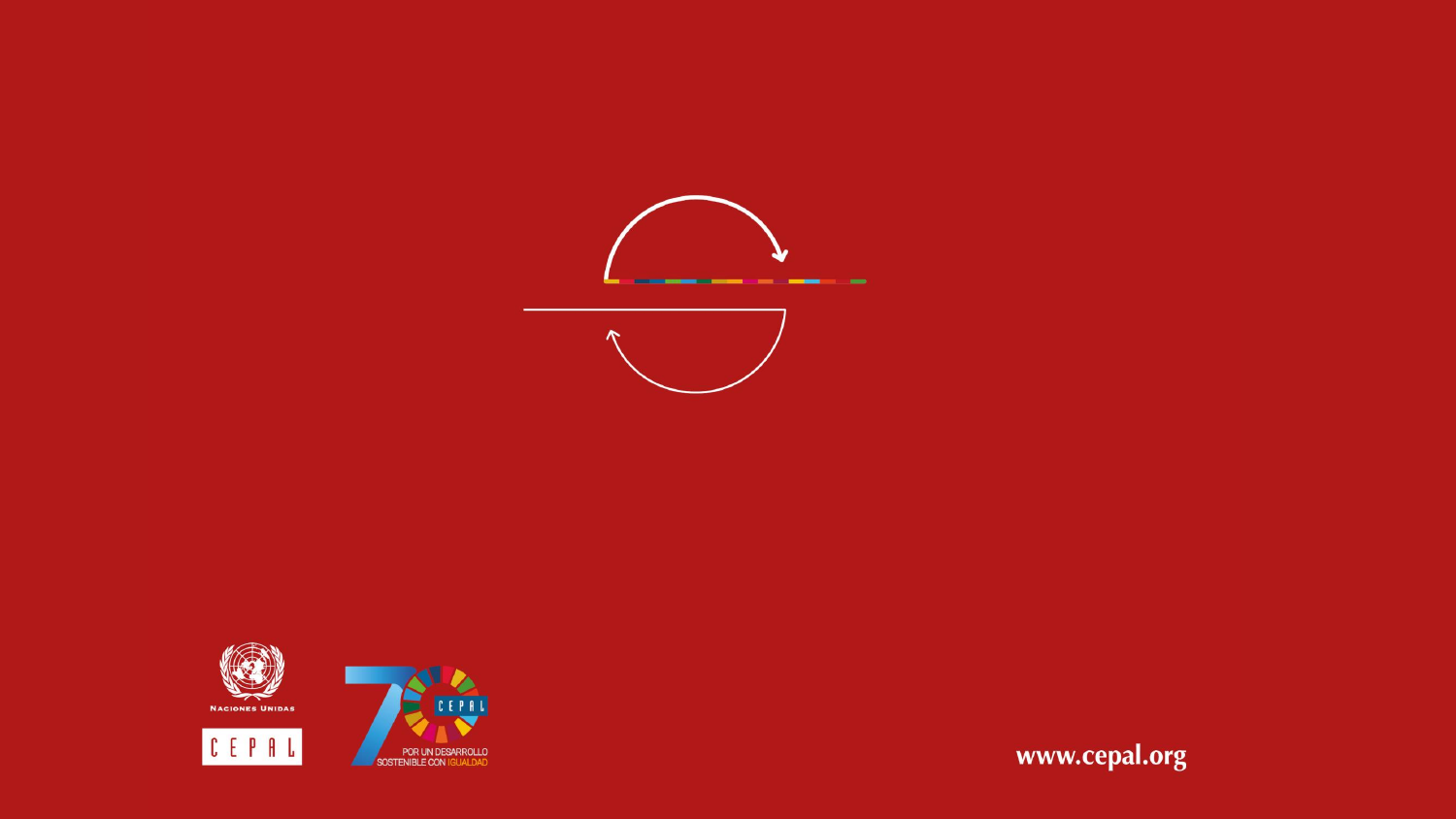Naciones Unidas

CEPAL

CEPAL

POR UN DESARROLLO SOSTENIBLE CON IGUALDAD

www.cepal.org